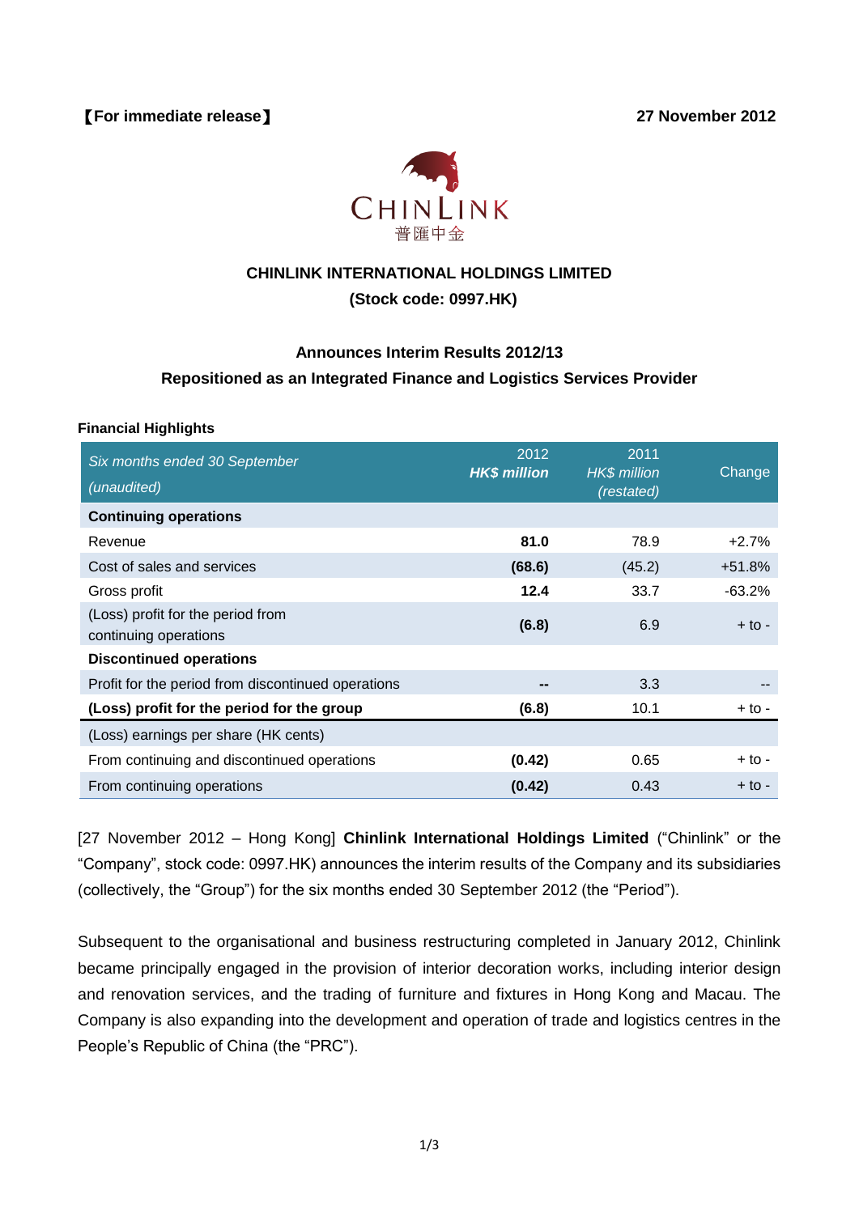【For immediate release】 27 November 2012

CHINLINK
普匯中金

**CHINLINK INTERNATIONAL HOLDINGS LIMITED**
**(Stock code: 0997.HK)**

**Announces Interim Results 2012/13**
**Repositioned as an Integrated Finance and Logistics Services Provider**

**Financial Highlights**

| *Six months ended 30 September (unaudited)* | 2012 ***HK$ million*** | 2011 *HK$ million (restated)* | Change |
|---|---|---|---|
| **Continuing operations** | | | |
| Revenue | **81.0** | 78.9 | +2.7% |
| Cost of sales and services | **(68.6)** | (45.2) | +51.8% |
| Gross profit | **12.4** | 33.7 | -63.2% |
| (Loss) profit for the period from continuing operations | **(6.8)** | 6.9 | + to - |
| **Discontinued operations** | | | |
| Profit for the period from discontinued operations | **--** | 3.3 | -- |
| **(Loss) profit for the period for the group** | **(6.8)** | 10.1 | + to - |
| (Loss) earnings per share (HK cents) | | | |
| From continuing and discontinued operations | **(0.42)** | 0.65 | + to - |
| From continuing operations | **(0.42)** | 0.43 | + to - |

[27 November 2012 – Hong Kong] **Chinlink International Holdings Limited** ("Chinlink" or the "Company", stock code: 0997.HK) announces the interim results of the Company and its subsidiaries (collectively, the "Group") for the six months ended 30 September 2012 (the "Period").

Subsequent to the organisational and business restructuring completed in January 2012, Chinlink became principally engaged in the provision of interior decoration works, including interior design and renovation services, and the trading of furniture and fixtures in Hong Kong and Macau. The Company is also expanding into the development and operation of trade and logistics centres in the People's Republic of China (the "PRC").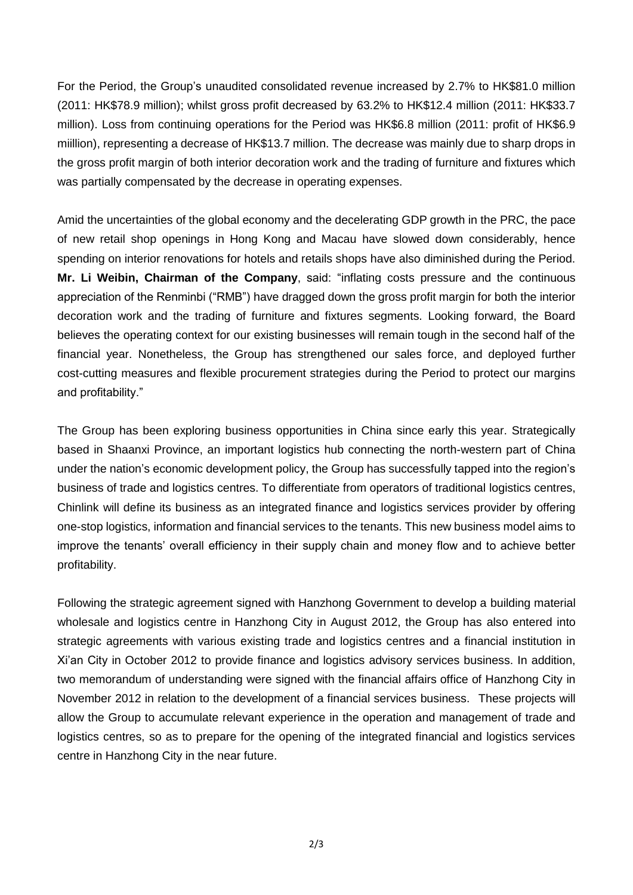For the Period, the Group's unaudited consolidated revenue increased by 2.7% to HK$81.0 million (2011: HK$78.9 million); whilst gross profit decreased by 63.2% to HK$12.4 million (2011: HK$33.7 million). Loss from continuing operations for the Period was HK$6.8 million (2011: profit of HK$6.9 miillion), representing a decrease of HK$13.7 million. The decrease was mainly due to sharp drops in the gross profit margin of both interior decoration work and the trading of furniture and fixtures which was partially compensated by the decrease in operating expenses.

Amid the uncertainties of the global economy and the decelerating GDP growth in the PRC, the pace of new retail shop openings in Hong Kong and Macau have slowed down considerably, hence spending on interior renovations for hotels and retails shops have also diminished during the Period. **Mr. Li Weibin, Chairman of the Company**, said: "inflating costs pressure and the continuous appreciation of the Renminbi ("RMB") have dragged down the gross profit margin for both the interior decoration work and the trading of furniture and fixtures segments. Looking forward, the Board believes the operating context for our existing businesses will remain tough in the second half of the financial year. Nonetheless, the Group has strengthened our sales force, and deployed further cost-cutting measures and flexible procurement strategies during the Period to protect our margins and profitability."

The Group has been exploring business opportunities in China since early this year. Strategically based in Shaanxi Province, an important logistics hub connecting the north-western part of China under the nation's economic development policy, the Group has successfully tapped into the region's business of trade and logistics centres. To differentiate from operators of traditional logistics centres, Chinlink will define its business as an integrated finance and logistics services provider by offering one-stop logistics, information and financial services to the tenants. This new business model aims to improve the tenants' overall efficiency in their supply chain and money flow and to achieve better profitability.

Following the strategic agreement signed with Hanzhong Government to develop a building material wholesale and logistics centre in Hanzhong City in August 2012, the Group has also entered into strategic agreements with various existing trade and logistics centres and a financial institution in Xi'an City in October 2012 to provide finance and logistics advisory services business. In addition, two memorandum of understanding were signed with the financial affairs office of Hanzhong City in November 2012 in relation to the development of a financial services business. These projects will allow the Group to accumulate relevant experience in the operation and management of trade and logistics centres, so as to prepare for the opening of the integrated financial and logistics services centre in Hanzhong City in the near future.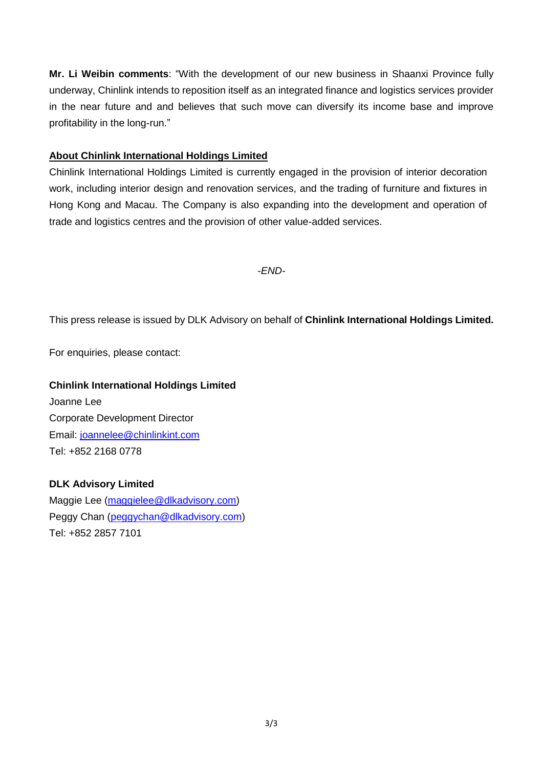**Mr. Li Weibin comments**: "With the development of our new business in Shaanxi Province fully underway, Chinlink intends to reposition itself as an integrated finance and logistics services provider in the near future and and believes that such move can diversify its income base and improve profitability in the long-run."

## About Chinlink International Holdings Limited

Chinlink International Holdings Limited is currently engaged in the provision of interior decoration work, including interior design and renovation services, and the trading of furniture and fixtures in Hong Kong and Macau. The Company is also expanding into the development and operation of trade and logistics centres and the provision of other value-added services.

*-END-*

This press release is issued by DLK Advisory on behalf of **Chinlink International Holdings Limited.**

For enquiries, please contact:

**Chinlink International Holdings Limited**
Joanne Lee
Corporate Development Director
Email: joannelee@chinlinkint.com
Tel: +852 2168 0778

**DLK Advisory Limited**
Maggie Lee (maggielee@dlkadvisory.com)
Peggy Chan (peggychan@dlkadvisory.com)
Tel: +852 2857 7101